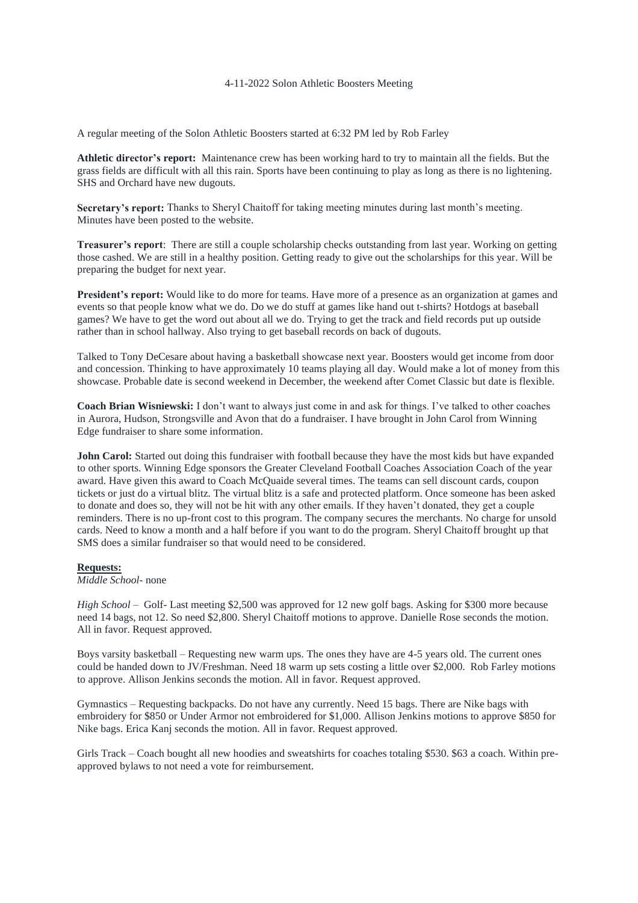4-11-2022 Solon Athletic Boosters Meeting

A regular meeting of the Solon Athletic Boosters started at 6:32 PM led by Rob Farley

**Athletic director's report:** Maintenance crew has been working hard to try to maintain all the fields. But the grass fields are difficult with all this rain. Sports have been continuing to play as long as there is no lightening. SHS and Orchard have new dugouts.

**Secretary's report:** Thanks to Sheryl Chaitoff for taking meeting minutes during last month's meeting. Minutes have been posted to the website.

**Treasurer's report**: There are still a couple scholarship checks outstanding from last year. Working on getting those cashed. We are still in a healthy position. Getting ready to give out the scholarships for this year. Will be preparing the budget for next year.

**President's report:** Would like to do more for teams. Have more of a presence as an organization at games and events so that people know what we do. Do we do stuff at games like hand out t-shirts? Hotdogs at baseball games? We have to get the word out about all we do. Trying to get the track and field records put up outside rather than in school hallway. Also trying to get baseball records on back of dugouts.

Talked to Tony DeCesare about having a basketball showcase next year. Boosters would get income from door and concession. Thinking to have approximately 10 teams playing all day. Would make a lot of money from this showcase. Probable date is second weekend in December, the weekend after Comet Classic but date is flexible.

**Coach Brian Wisniewski:** I don't want to always just come in and ask for things. I've talked to other coaches in Aurora, Hudson, Strongsville and Avon that do a fundraiser. I have brought in John Carol from Winning Edge fundraiser to share some information.

**John Carol:** Started out doing this fundraiser with football because they have the most kids but have expanded to other sports. Winning Edge sponsors the Greater Cleveland Football Coaches Association Coach of the year award. Have given this award to Coach McQuaide several times. The teams can sell discount cards, coupon tickets or just do a virtual blitz. The virtual blitz is a safe and protected platform. Once someone has been asked to donate and does so, they will not be hit with any other emails. If they haven't donated, they get a couple reminders. There is no up-front cost to this program. The company secures the merchants. No charge for unsold cards. Need to know a month and a half before if you want to do the program. Sheryl Chaitoff brought up that SMS does a similar fundraiser so that would need to be considered.

**Requests:**

*Middle School*- none

*High School* – Golf- Last meeting $2,500 was approved for 12 new golf bags. Asking for $300 more because need 14 bags, not 12. So need $2,800. Sheryl Chaitoff motions to approve. Danielle Rose seconds the motion. All in favor. Request approved.

Boys varsity basketball – Requesting new warm ups. The ones they have are 4-5 years old. The current ones could be handed down to JV/Freshman. Need 18 warm up sets costing a little over $2,000. Rob Farley motions to approve. Allison Jenkins seconds the motion. All in favor. Request approved.

Gymnastics – Requesting backpacks. Do not have any currently. Need 15 bags. There are Nike bags with embroidery for $850 or Under Armor not embroidered for $1,000. Allison Jenkins motions to approve $850 for Nike bags. Erica Kanj seconds the motion. All in favor. Request approved.

Girls Track – Coach bought all new hoodies and sweatshirts for coaches totaling $530. $63 a coach. Within pre-approved bylaws to not need a vote for reimbursement.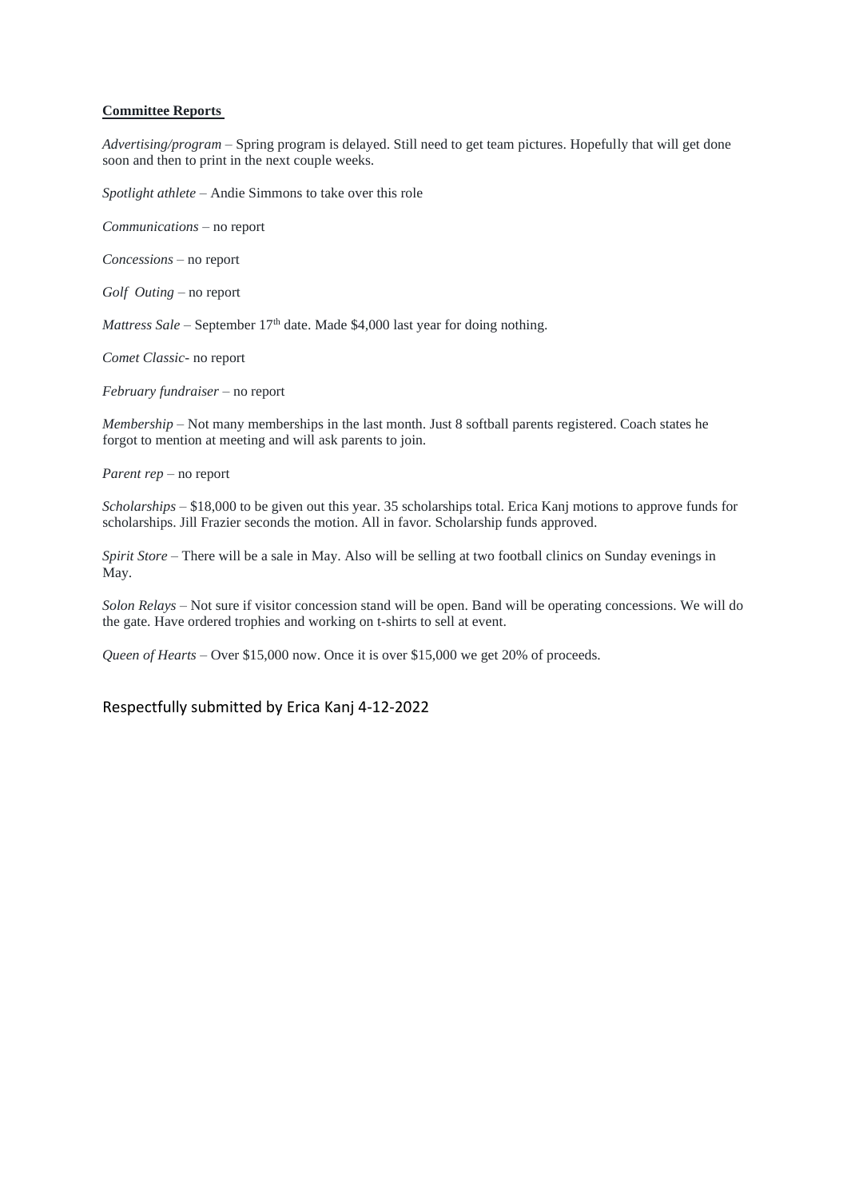**Committee Reports**

*Advertising/program* – Spring program is delayed. Still need to get team pictures. Hopefully that will get done soon and then to print in the next couple weeks.

*Spotlight athlete* – Andie Simmons to take over this role

*Communications* – no report

*Concessions* – no report

*Golf Outing* – no report

*Mattress Sale* – September 17th date. Made $4,000 last year for doing nothing.

*Comet Classic*- no report

*February fundraiser* – no report

*Membership* – Not many memberships in the last month. Just 8 softball parents registered. Coach states he forgot to mention at meeting and will ask parents to join.

*Parent rep* – no report

*Scholarships* – $18,000 to be given out this year. 35 scholarships total. Erica Kanj motions to approve funds for scholarships. Jill Frazier seconds the motion. All in favor. Scholarship funds approved.

*Spirit Store* – There will be a sale in May. Also will be selling at two football clinics on Sunday evenings in May.

*Solon Relays* – Not sure if visitor concession stand will be open. Band will be operating concessions. We will do the gate. Have ordered trophies and working on t-shirts to sell at event.

*Queen of Hearts* – Over $15,000 now. Once it is over $15,000 we get 20% of proceeds.

Respectfully submitted by Erica Kanj 4-12-2022